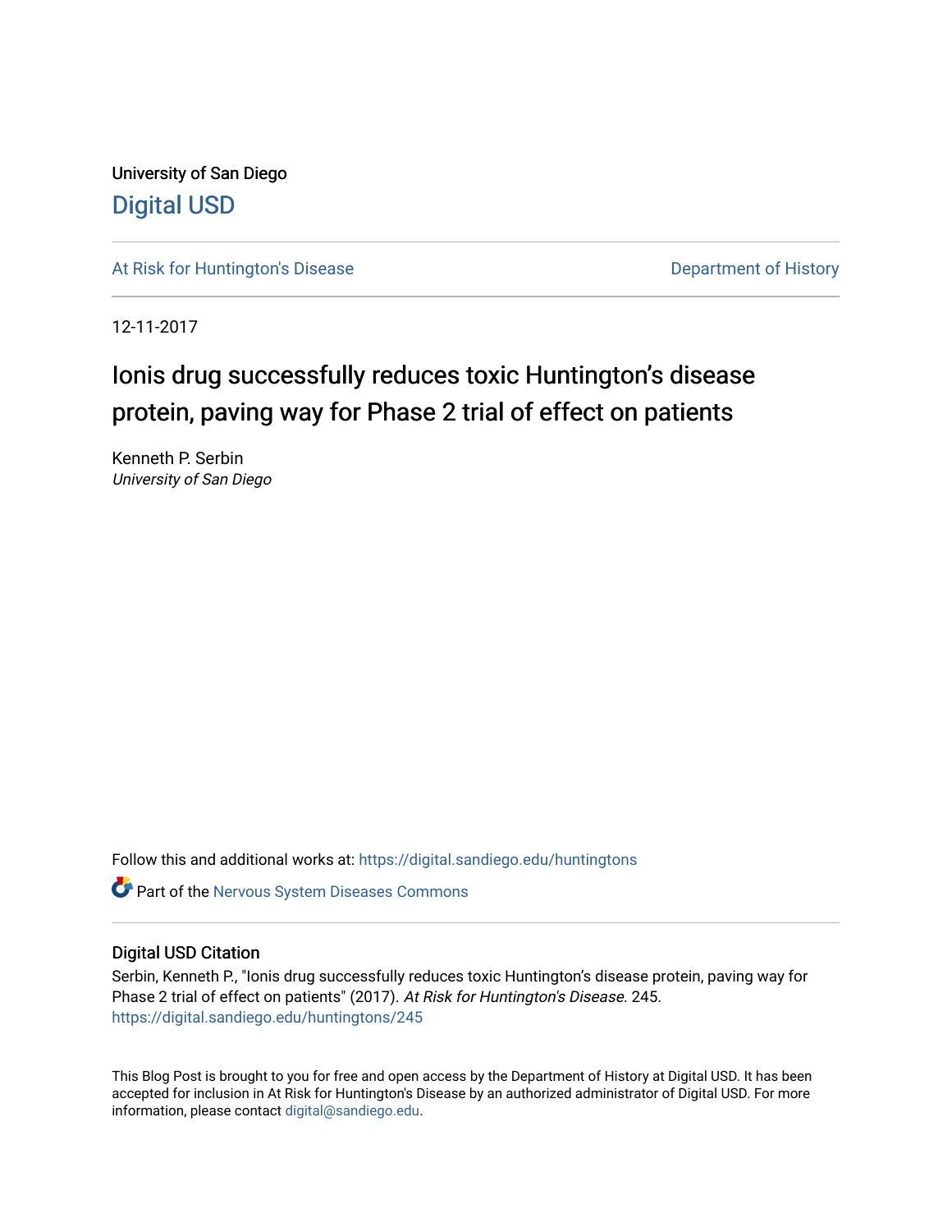University of San Diego

# Digital USD

At Risk for Huntington's Disease

Department of History

12-11-2017

# Ionis drug successfully reduces toxic Huntington's disease protein, paving way for Phase 2 trial of effect on patients

Kenneth P. Serbin
*University of San Diego*

Follow this and additional works at: https://digital.sandiego.edu/huntingtons

Part of the Nervous System Diseases Commons

## Digital USD Citation

Serbin, Kenneth P., "Ionis drug successfully reduces toxic Huntington's disease protein, paving way for Phase 2 trial of effect on patients" (2017). *At Risk for Huntington's Disease*. 245.
https://digital.sandiego.edu/huntingtons/245

This Blog Post is brought to you for free and open access by the Department of History at Digital USD. It has been accepted for inclusion in At Risk for Huntington's Disease by an authorized administrator of Digital USD. For more information, please contact digital@sandiego.edu.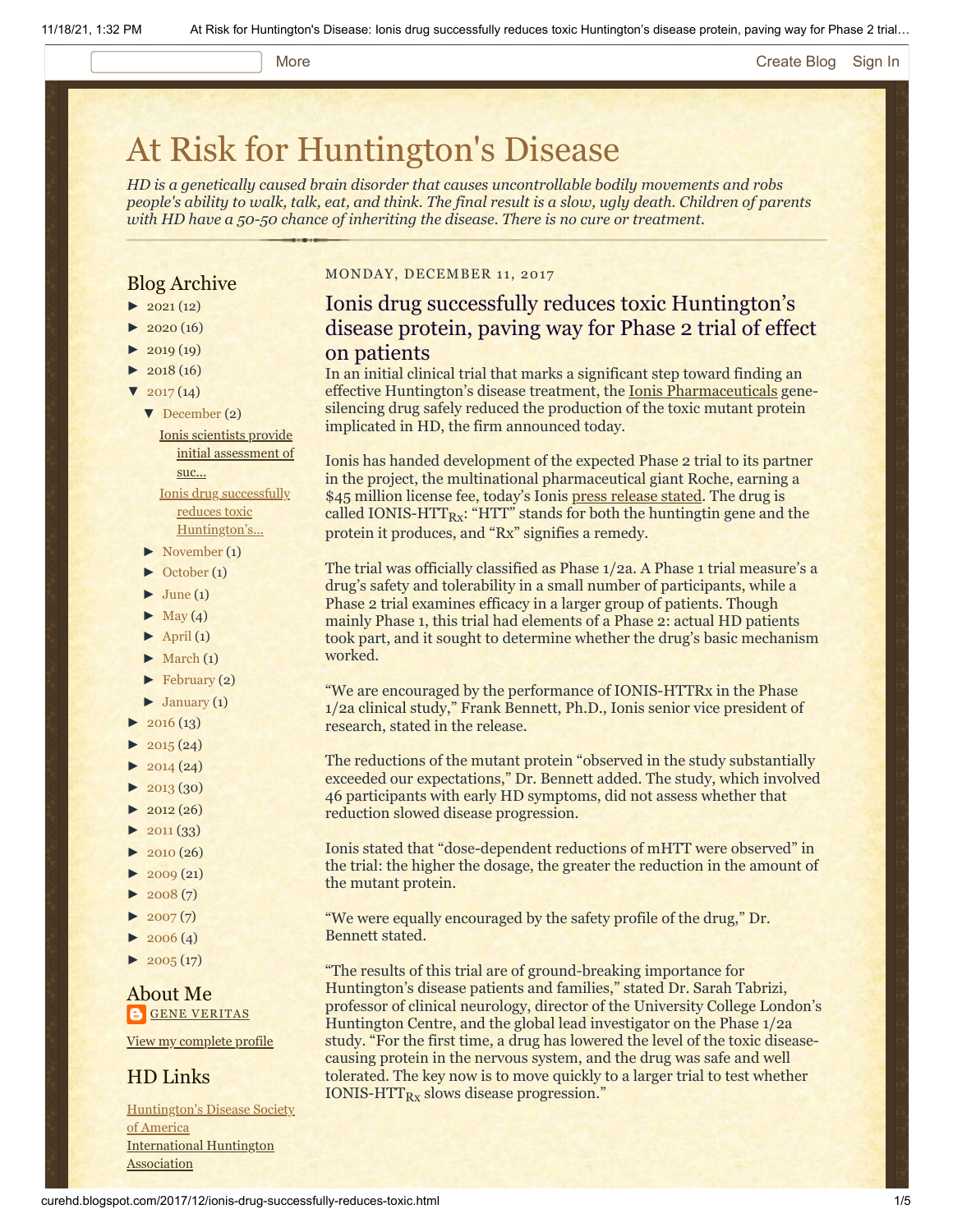# At Risk for Huntington's Disease

*HD is a genetically caused brain disorder that causes uncontrollable bodily movements and robs people's ability to walk, talk, eat, and think. The final result is a slow, ugly death. Children of parents with HD have a 50-50 chance of inheriting the disease. There is no cure or treatment.*

## Blog Archive

- ► 2021 (12)
- ► 2020 (16)
- ► 2019 (19)
- ► 2018 (16)
- ▼ 2017 (14)
  - ▼ December (2)
    - Ionis scientists provide initial assessment of suc...
    - Ionis drug successfully reduces toxic Huntington's...
  - ► November (1)
  - ► October (1)
  - ► June (1)
  - ► May (4)
  - ► April (1)
  - ► March (1)
  - ► February (2)
  - ► January (1)
- ► 2016 (13)
- ► 2015 (24)
- ► 2014 (24)
- ► 2013 (30)
- ► 2012 (26)
- ► 2011 (33)
- ► 2010 (26)
- ► 2009 (21)
- ► 2008 (7)
- ► 2007 (7)
- ► 2006 (4)
- ► 2005 (17)

## About Me

GENE VERITAS

View my complete profile

## HD Links

Huntington's Disease Society of America
International Huntington Association

MONDAY, DECEMBER 11, 2017

## Ionis drug successfully reduces toxic Huntington's disease protein, paving way for Phase 2 trial of effect on patients

In an initial clinical trial that marks a significant step toward finding an effective Huntington's disease treatment, the Ionis Pharmaceuticals gene-silencing drug safely reduced the production of the toxic mutant protein implicated in HD, the firm announced today.

Ionis has handed development of the expected Phase 2 trial to its partner in the project, the multinational pharmaceutical giant Roche, earning a $45 million license fee, today's Ionis press release stated. The drug is called IONIS-HTT$_{Rx}$: "HTT" stands for both the huntingtin gene and the protein it produces, and "Rx" signifies a remedy.

The trial was officially classified as Phase 1/2a. A Phase 1 trial measure's a drug's safety and tolerability in a small number of participants, while a Phase 2 trial examines efficacy in a larger group of patients. Though mainly Phase 1, this trial had elements of a Phase 2: actual HD patients took part, and it sought to determine whether the drug's basic mechanism worked.

"We are encouraged by the performance of IONIS-HTTRx in the Phase 1/2a clinical study," Frank Bennett, Ph.D., Ionis senior vice president of research, stated in the release.

The reductions of the mutant protein "observed in the study substantially exceeded our expectations," Dr. Bennett added. The study, which involved 46 participants with early HD symptoms, did not assess whether that reduction slowed disease progression.

Ionis stated that "dose-dependent reductions of mHTT were observed" in the trial: the higher the dosage, the greater the reduction in the amount of the mutant protein.

"We were equally encouraged by the safety profile of the drug," Dr. Bennett stated.

"The results of this trial are of ground-breaking importance for Huntington's disease patients and families," stated Dr. Sarah Tabrizi, professor of clinical neurology, director of the University College London's Huntington Centre, and the global lead investigator on the Phase 1/2a study. "For the first time, a drug has lowered the level of the toxic disease-causing protein in the nervous system, and the drug was safe and well tolerated. The key now is to move quickly to a larger trial to test whether IONIS-HTT$_{Rx}$ slows disease progression."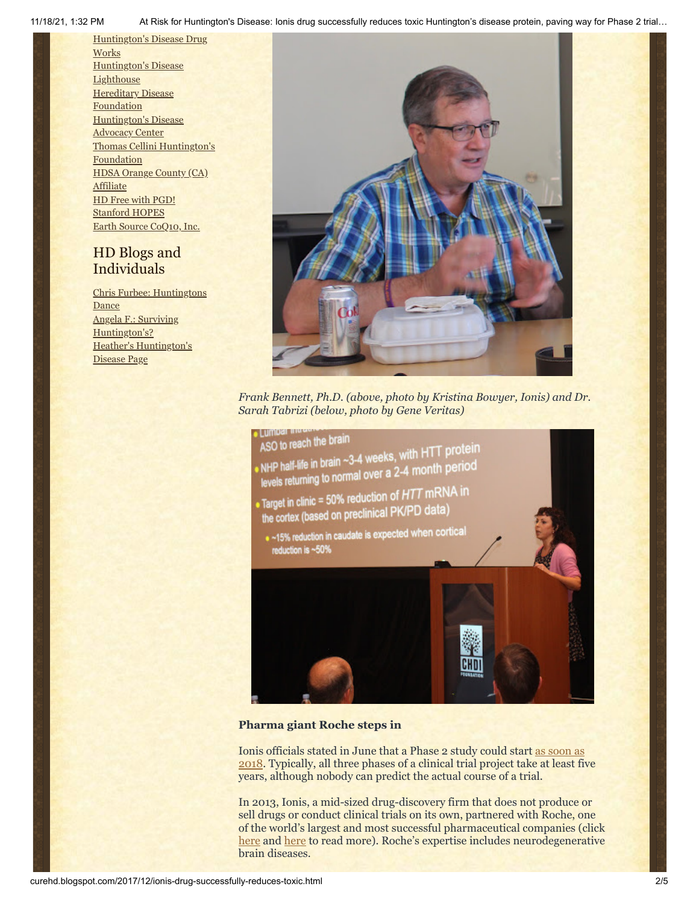Huntington's Disease Drug Works
Huntington's Disease Lighthouse
Hereditary Disease Foundation
Huntington's Disease Advocacy Center
Thomas Cellini Huntington's Foundation
HDSA Orange County (CA) Affiliate
HD Free with PGD!
Stanford HOPES
Earth Source CoQ10, Inc.

## HD Blogs and Individuals

Chris Furbee: Huntingtons Dance
Angela F.: Surviving Huntington's?
Heather's Huntington's Disease Page

*Frank Bennett, Ph.D. (above, photo by Kristina Bowyer, Ionis) and Dr. Sarah Tabrizi (below, photo by Gene Veritas)*

### Pharma giant Roche steps in

Ionis officials stated in June that a Phase 2 study could start as soon as 2018. Typically, all three phases of a clinical trial project take at least five years, although nobody can predict the actual course of a trial.

In 2013, Ionis, a mid-sized drug-discovery firm that does not produce or sell drugs or conduct clinical trials on its own, partnered with Roche, one of the world's largest and most successful pharmaceutical companies (click here and here to read more). Roche's expertise includes neurodegenerative brain diseases.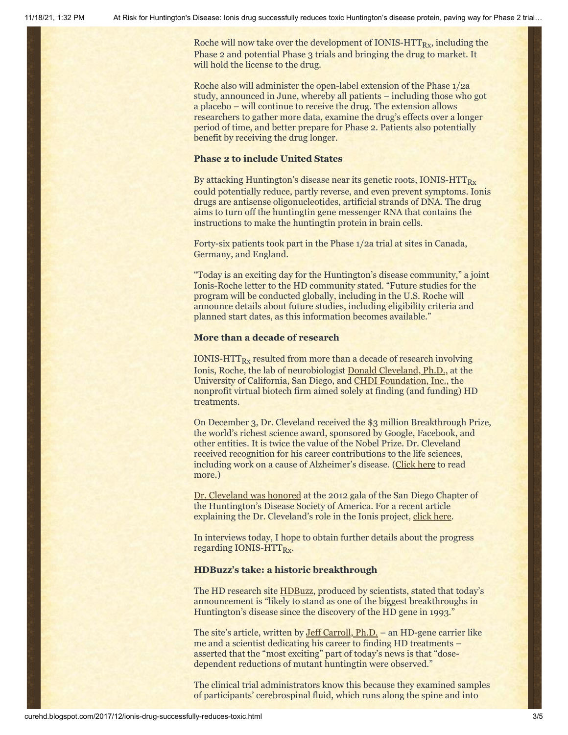Roche will now take over the development of IONIS-HTT$_{Rx}$, including the Phase 2 and potential Phase 3 trials and bringing the drug to market. It will hold the license to the drug.

Roche also will administer the open-label extension of the Phase 1/2a study, announced in June, whereby all patients – including those who got a placebo – will continue to receive the drug. The extension allows researchers to gather more data, examine the drug's effects over a longer period of time, and better prepare for Phase 2. Patients also potentially benefit by receiving the drug longer.

**Phase 2 to include United States**

By attacking Huntington's disease near its genetic roots, IONIS-HTT$_{Rx}$ could potentially reduce, partly reverse, and even prevent symptoms. Ionis drugs are antisense oligonucleotides, artificial strands of DNA. The drug aims to turn off the huntingtin gene messenger RNA that contains the instructions to make the huntingtin protein in brain cells.

Forty-six patients took part in the Phase 1/2a trial at sites in Canada, Germany, and England.

"Today is an exciting day for the Huntington's disease community," a joint Ionis-Roche letter to the HD community stated. "Future studies for the program will be conducted globally, including in the U.S. Roche will announce details about future studies, including eligibility criteria and planned start dates, as this information becomes available."

**More than a decade of research**

IONIS-HTT$_{Rx}$ resulted from more than a decade of research involving Ionis, Roche, the lab of neurobiologist Donald Cleveland, Ph.D., at the University of California, San Diego, and CHDI Foundation, Inc., the nonprofit virtual biotech firm aimed solely at finding (and funding) HD treatments.

On December 3, Dr. Cleveland received the $3 million Breakthrough Prize, the world's richest science award, sponsored by Google, Facebook, and other entities. It is twice the value of the Nobel Prize. Dr. Cleveland received recognition for his career contributions to the life sciences, including work on a cause of Alzheimer's disease. (Click here to read more.)

Dr. Cleveland was honored at the 2012 gala of the San Diego Chapter of the Huntington's Disease Society of America. For a recent article explaining the Dr. Cleveland's role in the Ionis project, click here.

In interviews today, I hope to obtain further details about the progress regarding IONIS-HTT$_{Rx}$.

**HDBuzz's take: a historic breakthrough**

The HD research site HDBuzz, produced by scientists, stated that today's announcement is "likely to stand as one of the biggest breakthroughs in Huntington's disease since the discovery of the HD gene in 1993."

The site's article, written by Jeff Carroll, Ph.D. – an HD-gene carrier like me and a scientist dedicating his career to finding HD treatments – asserted that the "most exciting" part of today's news is that "dose-dependent reductions of mutant huntingtin were observed."

The clinical trial administrators know this because they examined samples of participants' cerebrospinal fluid, which runs along the spine and into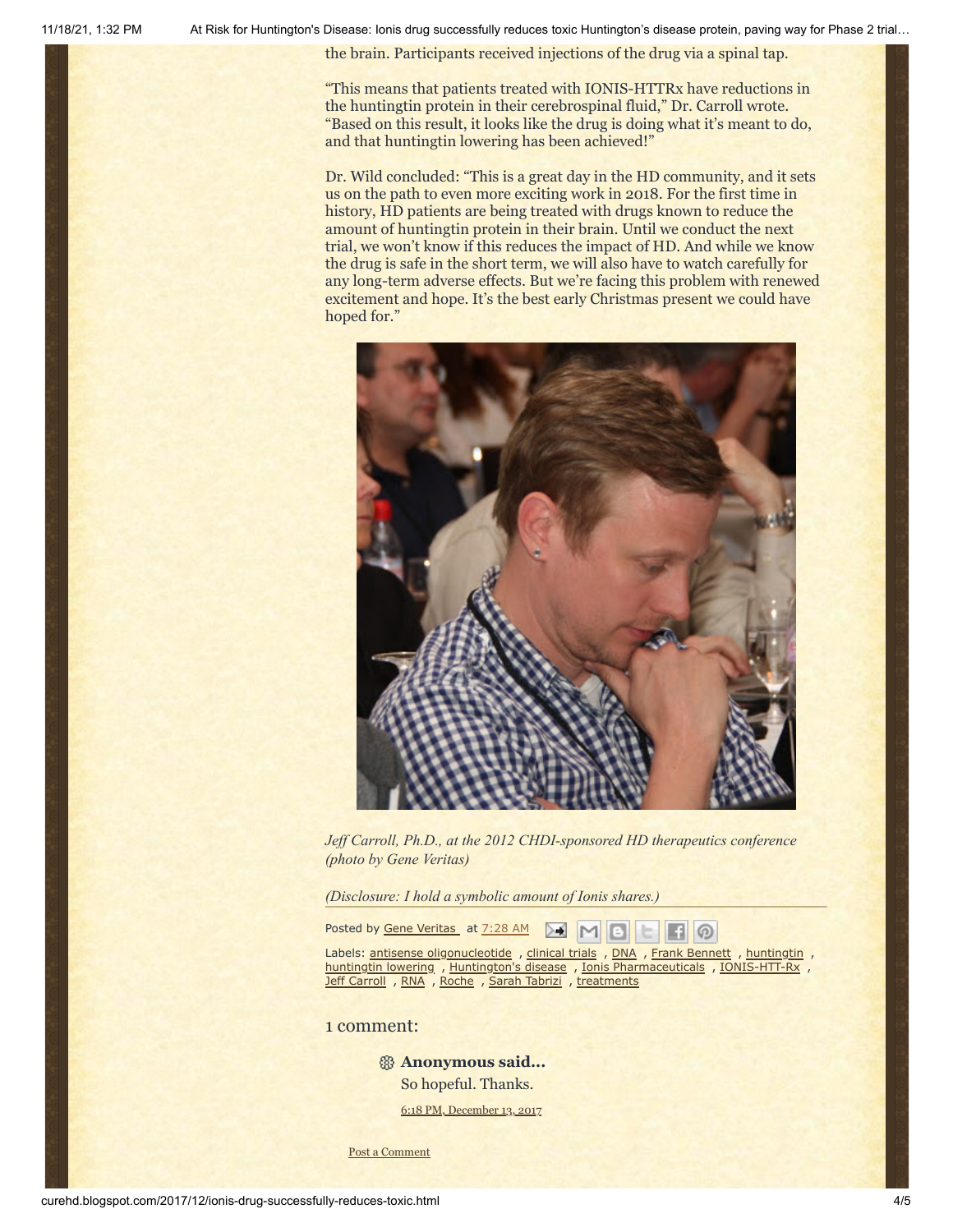the brain. Participants received injections of the drug via a spinal tap.

"This means that patients treated with IONIS-HTTRx have reductions in the huntingtin protein in their cerebrospinal fluid," Dr. Carroll wrote. "Based on this result, it looks like the drug is doing what it's meant to do, and that huntingtin lowering has been achieved!"

Dr. Wild concluded: "This is a great day in the HD community, and it sets us on the path to even more exciting work in 2018. For the first time in history, HD patients are being treated with drugs known to reduce the amount of huntingtin protein in their brain. Until we conduct the next trial, we won't know if this reduces the impact of HD. And while we know the drug is safe in the short term, we will also have to watch carefully for any long-term adverse effects. But we're facing this problem with renewed excitement and hope. It's the best early Christmas present we could have hoped for."

*Jeff Carroll, Ph.D., at the 2012 CHDI-sponsored HD therapeutics conference (photo by Gene Veritas)*

*(Disclosure: I hold a symbolic amount of Ionis shares.)*

Posted by Gene Veritas at 7:28 AM

Labels: antisense oligonucleotide , clinical trials , DNA , Frank Bennett , huntingtin , huntingtin lowering , Huntington's disease , Ionis Pharmaceuticals , IONIS-HTT-Rx , Jeff Carroll , RNA , Roche , Sarah Tabrizi , treatments

1 comment:

**Anonymous said...**

So hopeful. Thanks.

6:18 PM, December 13, 2017

Post a Comment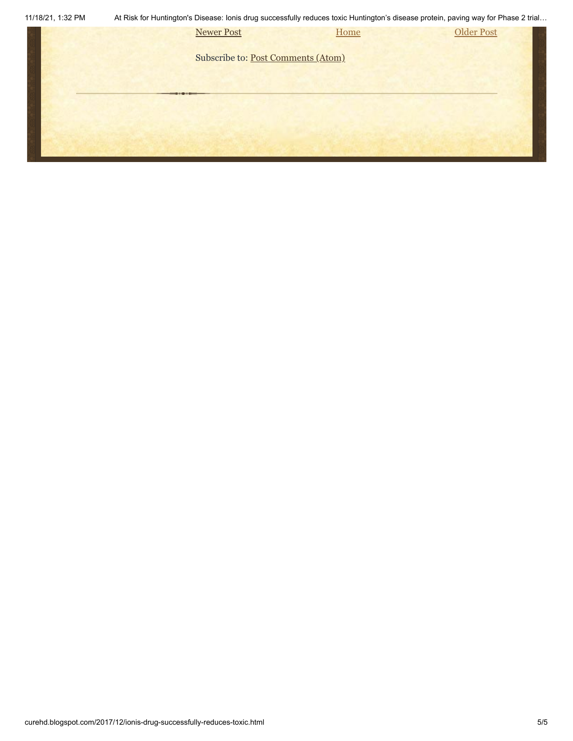Newer Post　　Home　　Older Post

Subscribe to: Post Comments (Atom)